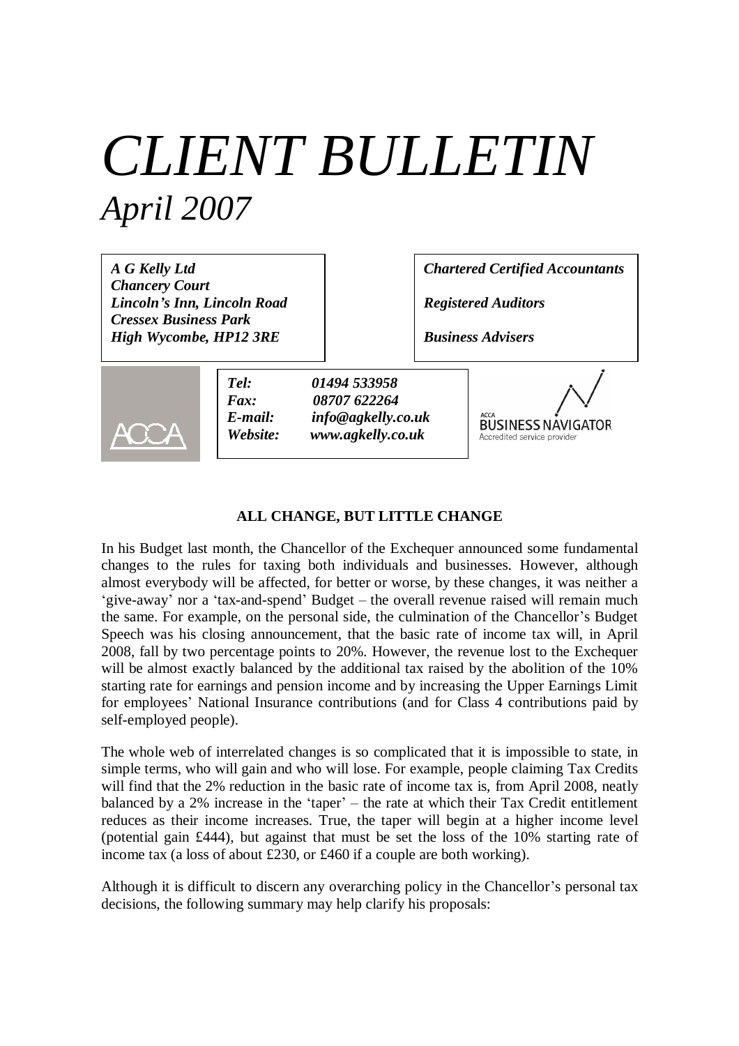# *CLIENT BULLETIN*

## *April 2007*

*A G Kelly Ltd*
*Chancery Court*
*Lincoln's Inn, Lincoln Road*
*Cressex Business Park*
*High Wycombe, HP12 3RE*

*Chartered Certified Accountants*

*Registered Auditors*

*Business Advisers*

ACCA

*Tel:* *01494 533958*
*Fax:* *08707 622264*
*E-mail:* *info@agkelly.co.uk*
*Website:* *www.agkelly.co.uk*

ACCA BUSINESS NAVIGATOR
Accredited service provider

### ALL CHANGE, BUT LITTLE CHANGE

In his Budget last month, the Chancellor of the Exchequer announced some fundamental changes to the rules for taxing both individuals and businesses. However, although almost everybody will be affected, for better or worse, by these changes, it was neither a 'give-away' nor a 'tax-and-spend' Budget – the overall revenue raised will remain much the same. For example, on the personal side, the culmination of the Chancellor's Budget Speech was his closing announcement, that the basic rate of income tax will, in April 2008, fall by two percentage points to 20%. However, the revenue lost to the Exchequer will be almost exactly balanced by the additional tax raised by the abolition of the 10% starting rate for earnings and pension income and by increasing the Upper Earnings Limit for employees' National Insurance contributions (and for Class 4 contributions paid by self-employed people).

The whole web of interrelated changes is so complicated that it is impossible to state, in simple terms, who will gain and who will lose. For example, people claiming Tax Credits will find that the 2% reduction in the basic rate of income tax is, from April 2008, neatly balanced by a 2% increase in the 'taper' – the rate at which their Tax Credit entitlement reduces as their income increases. True, the taper will begin at a higher income level (potential gain £444), but against that must be set the loss of the 10% starting rate of income tax (a loss of about £230, or £460 if a couple are both working).

Although it is difficult to discern any overarching policy in the Chancellor's personal tax decisions, the following summary may help clarify his proposals: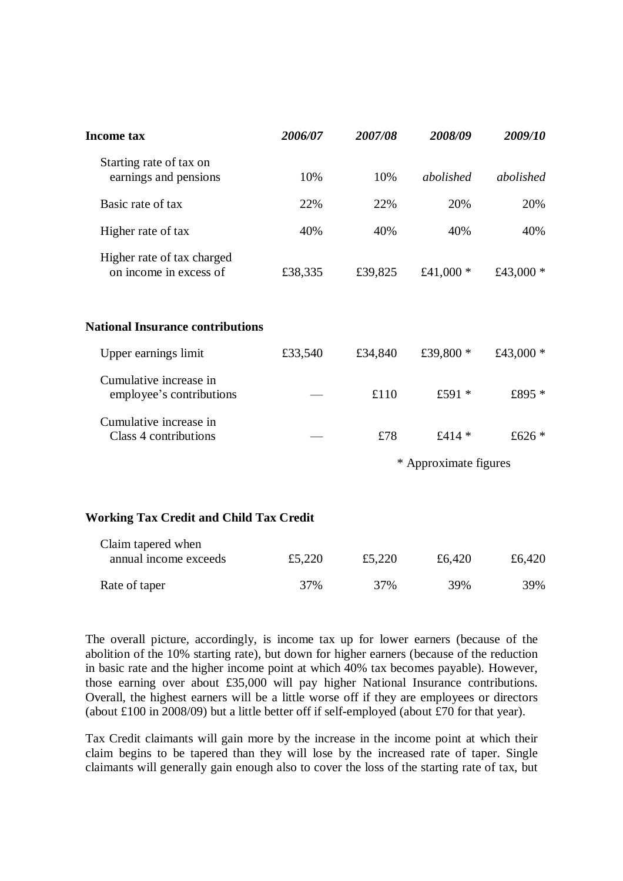| **Income tax** | ***2006/07*** | ***2007/08*** | ***2008/09*** | ***2009/10*** |
|---|---|---|---|---|
| Starting rate of tax on earnings and pensions | 10% | 10% | *abolished* | *abolished* |
| Basic rate of tax | 22% | 22% | 20% | 20% |
| Higher rate of tax | 40% | 40% | 40% | 40% |
| Higher rate of tax charged on income in excess of | £38,335 | £39,825 | £41,000 * | £43,000 * |
| **National Insurance contributions** | | | | |
| Upper earnings limit | £33,540 | £34,840 | £39,800 * | £43,000 * |
| Cumulative increase in employee's contributions | — | £110 | £591 * | £895 * |
| Cumulative increase in Class 4 contributions | — | £78 | £414 * | £626 * |

\* Approximate figures

| **Working Tax Credit and Child Tax Credit** | | | | |
|---|---|---|---|---|
| Claim tapered when annual income exceeds | £5,220 | £5,220 | £6,420 | £6,420 |
| Rate of taper | 37% | 37% | 39% | 39% |

The overall picture, accordingly, is income tax up for lower earners (because of the abolition of the 10% starting rate), but down for higher earners (because of the reduction in basic rate and the higher income point at which 40% tax becomes payable). However, those earning over about £35,000 will pay higher National Insurance contributions. Overall, the highest earners will be a little worse off if they are employees or directors (about £100 in 2008/09) but a little better off if self-employed (about £70 for that year).

Tax Credit claimants will gain more by the increase in the income point at which their claim begins to be tapered than they will lose by the increased rate of taper. Single claimants will generally gain enough also to cover the loss of the starting rate of tax, but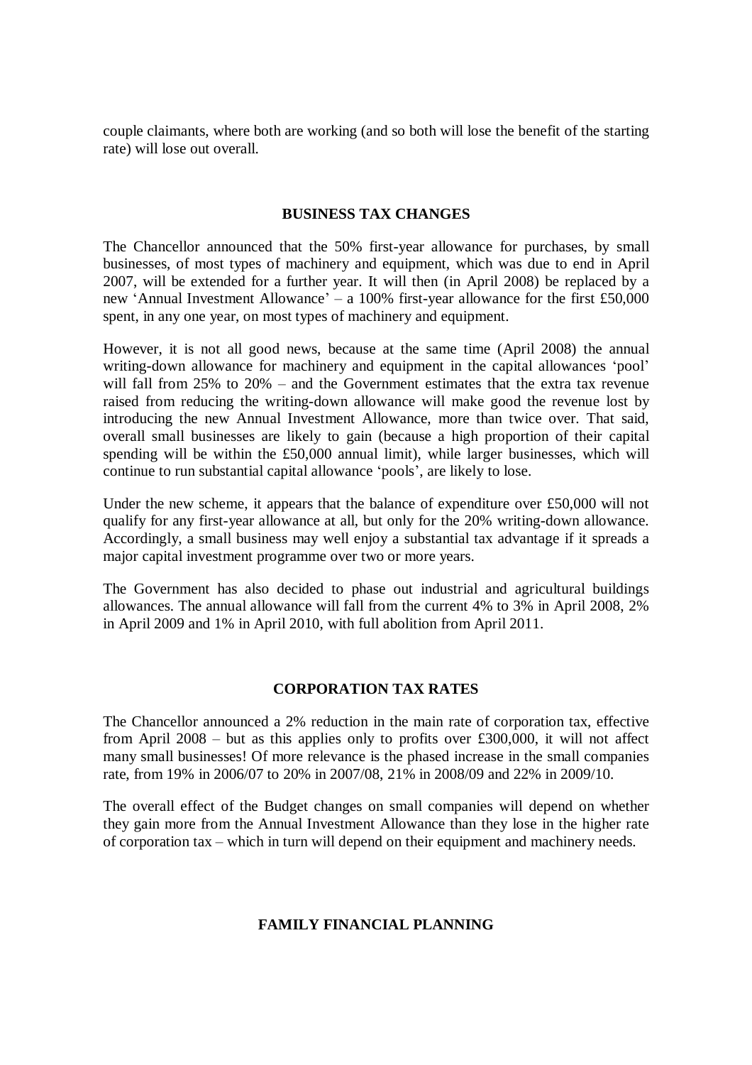couple claimants, where both are working (and so both will lose the benefit of the starting rate) will lose out overall.

## BUSINESS TAX CHANGES

The Chancellor announced that the 50% first-year allowance for purchases, by small businesses, of most types of machinery and equipment, which was due to end in April 2007, will be extended for a further year. It will then (in April 2008) be replaced by a new 'Annual Investment Allowance' – a 100% first-year allowance for the first £50,000 spent, in any one year, on most types of machinery and equipment.

However, it is not all good news, because at the same time (April 2008) the annual writing-down allowance for machinery and equipment in the capital allowances 'pool' will fall from 25% to 20% – and the Government estimates that the extra tax revenue raised from reducing the writing-down allowance will make good the revenue lost by introducing the new Annual Investment Allowance, more than twice over. That said, overall small businesses are likely to gain (because a high proportion of their capital spending will be within the £50,000 annual limit), while larger businesses, which will continue to run substantial capital allowance 'pools', are likely to lose.

Under the new scheme, it appears that the balance of expenditure over £50,000 will not qualify for any first-year allowance at all, but only for the 20% writing-down allowance. Accordingly, a small business may well enjoy a substantial tax advantage if it spreads a major capital investment programme over two or more years.

The Government has also decided to phase out industrial and agricultural buildings allowances. The annual allowance will fall from the current 4% to 3% in April 2008, 2% in April 2009 and 1% in April 2010, with full abolition from April 2011.

## CORPORATION TAX RATES

The Chancellor announced a 2% reduction in the main rate of corporation tax, effective from April 2008 – but as this applies only to profits over £300,000, it will not affect many small businesses! Of more relevance is the phased increase in the small companies rate, from 19% in 2006/07 to 20% in 2007/08, 21% in 2008/09 and 22% in 2009/10.

The overall effect of the Budget changes on small companies will depend on whether they gain more from the Annual Investment Allowance than they lose in the higher rate of corporation tax – which in turn will depend on their equipment and machinery needs.

## FAMILY FINANCIAL PLANNING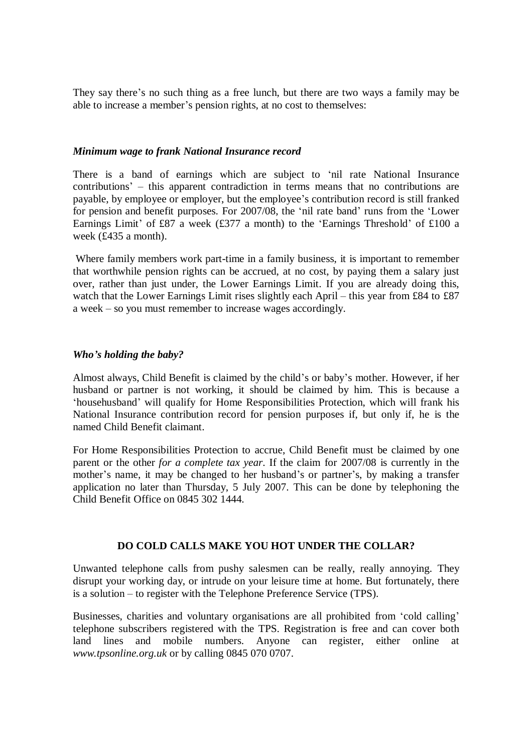They say there's no such thing as a free lunch, but there are two ways a family may be able to increase a member's pension rights, at no cost to themselves:

### *Minimum wage to frank National Insurance record*

There is a band of earnings which are subject to 'nil rate National Insurance contributions' – this apparent contradiction in terms means that no contributions are payable, by employee or employer, but the employee's contribution record is still franked for pension and benefit purposes. For 2007/08, the 'nil rate band' runs from the 'Lower Earnings Limit' of £87 a week (£377 a month) to the 'Earnings Threshold' of £100 a week (£435 a month).

Where family members work part-time in a family business, it is important to remember that worthwhile pension rights can be accrued, at no cost, by paying them a salary just over, rather than just under, the Lower Earnings Limit. If you are already doing this, watch that the Lower Earnings Limit rises slightly each April – this year from £84 to £87 a week – so you must remember to increase wages accordingly.

### *Who's holding the baby?*

Almost always, Child Benefit is claimed by the child's or baby's mother. However, if her husband or partner is not working, it should be claimed by him. This is because a 'househusband' will qualify for Home Responsibilities Protection, which will frank his National Insurance contribution record for pension purposes if, but only if, he is the named Child Benefit claimant.

For Home Responsibilities Protection to accrue, Child Benefit must be claimed by one parent or the other *for a complete tax year*. If the claim for 2007/08 is currently in the mother's name, it may be changed to her husband's or partner's, by making a transfer application no later than Thursday, 5 July 2007. This can be done by telephoning the Child Benefit Office on 0845 302 1444.

## DO COLD CALLS MAKE YOU HOT UNDER THE COLLAR?

Unwanted telephone calls from pushy salesmen can be really, really annoying. They disrupt your working day, or intrude on your leisure time at home. But fortunately, there is a solution – to register with the Telephone Preference Service (TPS).

Businesses, charities and voluntary organisations are all prohibited from 'cold calling' telephone subscribers registered with the TPS. Registration is free and can cover both land lines and mobile numbers. Anyone can register, either online at *www.tpsonline.org.uk* or by calling 0845 070 0707.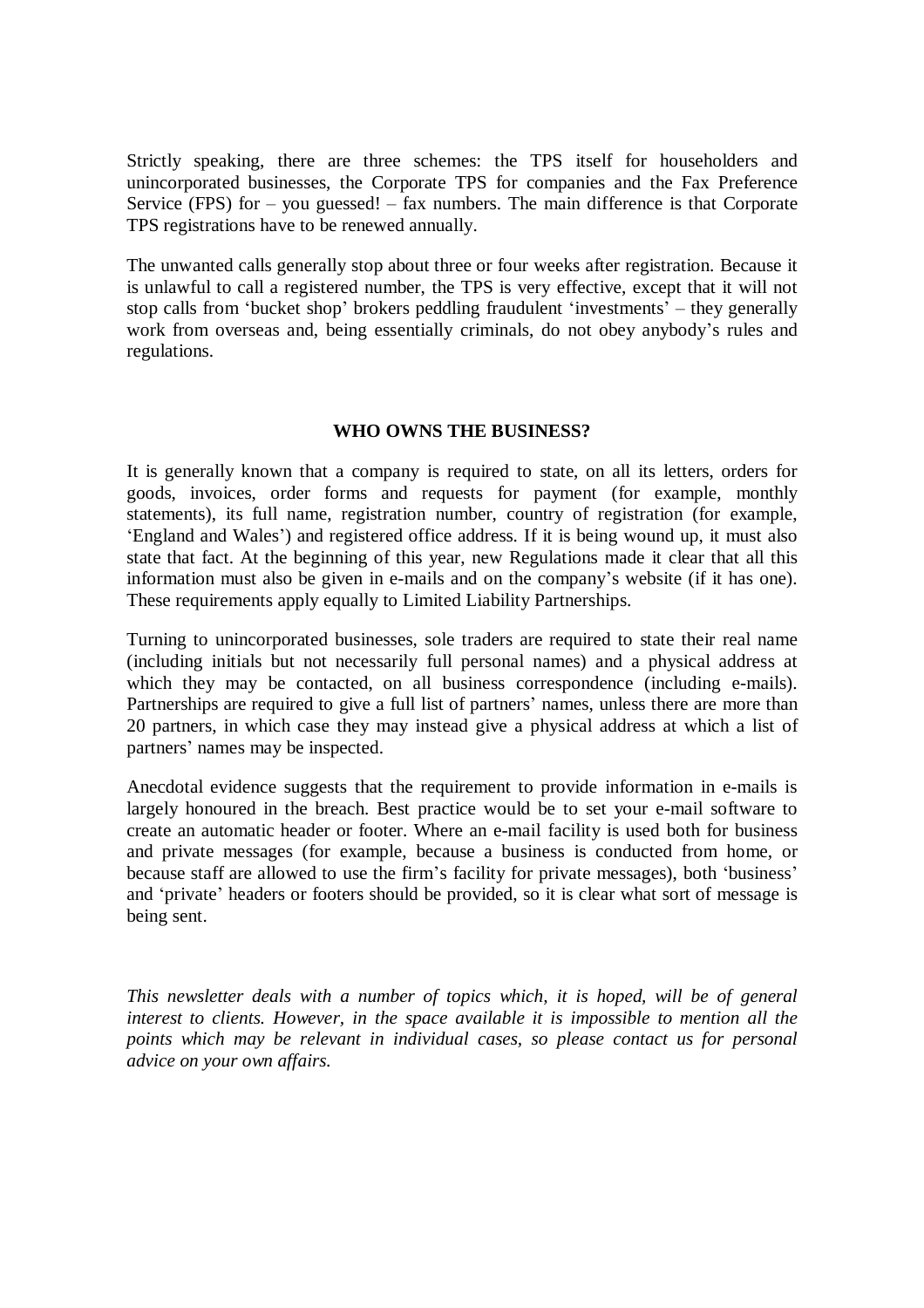Strictly speaking, there are three schemes: the TPS itself for householders and unincorporated businesses, the Corporate TPS for companies and the Fax Preference Service (FPS) for – you guessed! – fax numbers. The main difference is that Corporate TPS registrations have to be renewed annually.

The unwanted calls generally stop about three or four weeks after registration. Because it is unlawful to call a registered number, the TPS is very effective, except that it will not stop calls from 'bucket shop' brokers peddling fraudulent 'investments' – they generally work from overseas and, being essentially criminals, do not obey anybody's rules and regulations.

## WHO OWNS THE BUSINESS?

It is generally known that a company is required to state, on all its letters, orders for goods, invoices, order forms and requests for payment (for example, monthly statements), its full name, registration number, country of registration (for example, 'England and Wales') and registered office address. If it is being wound up, it must also state that fact. At the beginning of this year, new Regulations made it clear that all this information must also be given in e-mails and on the company's website (if it has one). These requirements apply equally to Limited Liability Partnerships.

Turning to unincorporated businesses, sole traders are required to state their real name (including initials but not necessarily full personal names) and a physical address at which they may be contacted, on all business correspondence (including e-mails). Partnerships are required to give a full list of partners' names, unless there are more than 20 partners, in which case they may instead give a physical address at which a list of partners' names may be inspected.

Anecdotal evidence suggests that the requirement to provide information in e-mails is largely honoured in the breach. Best practice would be to set your e-mail software to create an automatic header or footer. Where an e-mail facility is used both for business and private messages (for example, because a business is conducted from home, or because staff are allowed to use the firm's facility for private messages), both 'business' and 'private' headers or footers should be provided, so it is clear what sort of message is being sent.

*This newsletter deals with a number of topics which, it is hoped, will be of general interest to clients. However, in the space available it is impossible to mention all the points which may be relevant in individual cases, so please contact us for personal advice on your own affairs.*